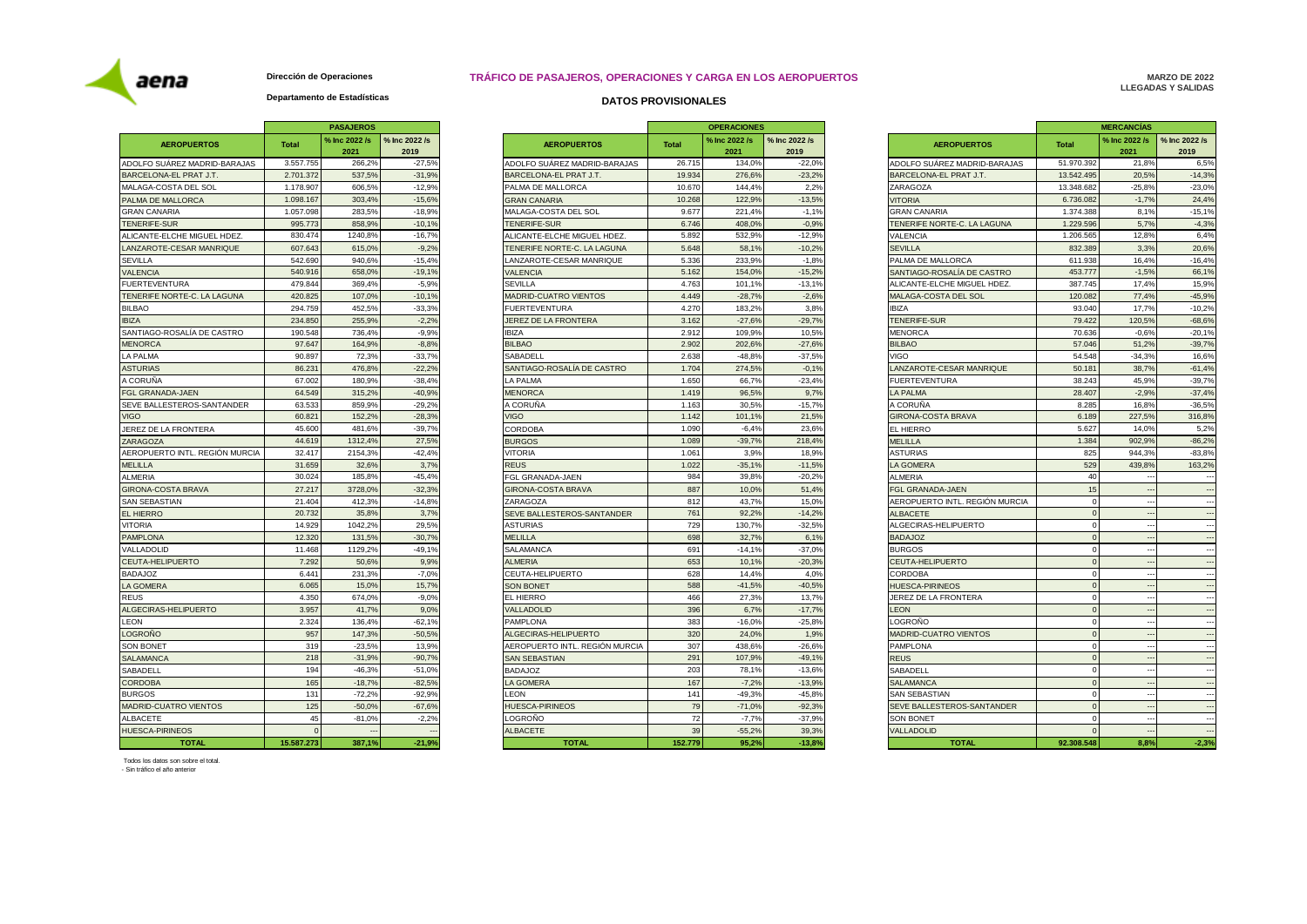Dirección de Operaciones

Departamento de Estadísticas

# TRÁFICO DE PASAJEROS, OPERACIONES Y CARGA EN LOS AEROPUERTOS

## DATOS PROVISIONALES

MARZO DE 2022
LLEGADAS Y SALIDAS

| AEROPUERTOS | PASAJEROS | | |
|---|---|---|---|
| | Total | % Inc 2022 /s 2021 | % Inc 2022 /s 2019 |
| ADOLFO SUÁREZ MADRID-BARAJAS | 3.557.755 | 266,2% | -27,5% |
| BARCELONA-EL PRAT J.T. | 2.701.372 | 537,5% | -31,9% |
| MALAGA-COSTA DEL SOL | 1.178.907 | 606,5% | -12,9% |
| PALMA DE MALLORCA | 1.098.167 | 303,4% | -15,6% |
| GRAN CANARIA | 1.057.098 | 283,5% | -18,9% |
| TENERIFE-SUR | 995.773 | 858,9% | -10,1% |
| ALICANTE-ELCHE MIGUEL HDEZ. | 830.474 | 1240,8% | -16,7% |
| LANZAROTE-CESAR MANRIQUE | 607.643 | 615,0% | -9,2% |
| SEVILLA | 542.690 | 940,6% | -15,4% |
| VALENCIA | 540.916 | 658,0% | -19,1% |
| FUERTEVENTURA | 479.844 | 369,4% | -5,9% |
| TENERIFE NORTE-C. LA LAGUNA | 420.825 | 107,0% | -10,1% |
| BILBAO | 294.759 | 452,5% | -33,3% |
| IBIZA | 234.850 | 255,9% | -2,2% |
| SANTIAGO-ROSALÍA DE CASTRO | 190.548 | 736,4% | -9,9% |
| MENORCA | 97.647 | 164,9% | -8,8% |
| LA PALMA | 90.897 | 72,3% | -33,7% |
| ASTURIAS | 86.231 | 476,8% | -22,2% |
| A CORUÑA | 67.002 | 180,9% | -38,4% |
| FGL GRANADA-JAEN | 64.549 | 315,2% | -40,9% |
| SEVE BALLESTEROS-SANTANDER | 63.533 | 859,9% | -29,2% |
| VIGO | 60.821 | 152,2% | -28,3% |
| JEREZ DE LA FRONTERA | 45.600 | 481,6% | -39,7% |
| ZARAGOZA | 44.619 | 1312,4% | 27,5% |
| AEROPUERTO INTL. REGIÓN MURCIA | 32.417 | 2154,3% | -42,4% |
| MELILLA | 31.659 | 32,6% | 3,7% |
| ALMERIA | 30.024 | 185,8% | -45,4% |
| GIRONA-COSTA BRAVA | 27.217 | 3728,0% | -32,3% |
| SAN SEBASTIAN | 21.404 | 412,3% | -14,8% |
| EL HIERRO | 20.732 | 35,8% | 3,7% |
| VITORIA | 14.929 | 1042,2% | 29,5% |
| PAMPLONA | 12.320 | 131,5% | -30,7% |
| VALLADOLID | 11.468 | 1129,2% | -49,1% |
| CEUTA-HELIPUERTO | 7.292 | 50,6% | 9,9% |
| BADAJOZ | 6.441 | 231,3% | -7,0% |
| LA GOMERA | 6.065 | 15,0% | 15,7% |
| REUS | 4.350 | 674,0% | -9,0% |
| ALGECIRAS-HELIPUERTO | 3.957 | 41,7% | 9,0% |
| LEON | 2.324 | 136,4% | -62,1% |
| LOGROÑO | 957 | 147,3% | -50,5% |
| SON BONET | 319 | -23,5% | 13,9% |
| SALAMANCA | 218 | -31,9% | -90,7% |
| SABADELL | 194 | -46,3% | -51,0% |
| CORDOBA | 165 | -18,7% | -82,5% |
| BURGOS | 131 | -72,2% | -92,9% |
| MADRID-CUATRO VIENTOS | 125 | -50,0% | -67,6% |
| ALBACETE | 45 | -81,0% | -2,2% |
| HUESCA-PIRINEOS | 0 | --- | --- |
| **TOTAL** | **15.587.273** | **387,1%** | **-21,9%** |

| AEROPUERTOS | OPERACIONES | | |
|---|---|---|---|
| | Total | % Inc 2022 /s 2021 | % Inc 2022 /s 2019 |
| ADOLFO SUÁREZ MADRID-BARAJAS | 26.715 | 134,0% | -22,0% |
| BARCELONA-EL PRAT J.T. | 19.934 | 276,6% | -23,2% |
| PALMA DE MALLORCA | 10.670 | 144,4% | 2,2% |
| GRAN CANARIA | 10.268 | 122,9% | -13,5% |
| MALAGA-COSTA DEL SOL | 9.677 | 221,4% | -1,1% |
| TENERIFE-SUR | 6.746 | 408,0% | -0,9% |
| ALICANTE-ELCHE MIGUEL HDEZ. | 5.892 | 532,9% | -12,9% |
| TENERIFE NORTE-C. LA LAGUNA | 5.648 | 58,1% | -10,2% |
| LANZAROTE-CESAR MANRIQUE | 5.336 | 233,9% | -1,8% |
| VALENCIA | 5.162 | 154,0% | -15,2% |
| SEVILLA | 4.763 | 101,1% | -13,1% |
| MADRID-CUATRO VIENTOS | 4.449 | -28,7% | -2,6% |
| FUERTEVENTURA | 4.270 | 183,2% | 3,8% |
| JEREZ DE LA FRONTERA | 3.162 | -27,6% | -29,7% |
| IBIZA | 2.912 | 109,9% | 10,5% |
| BILBAO | 2.902 | 202,6% | -27,6% |
| SABADELL | 2.638 | -48,8% | -37,5% |
| SANTIAGO-ROSALÍA DE CASTRO | 1.704 | 274,5% | -0,1% |
| LA PALMA | 1.650 | 66,7% | -23,4% |
| MENORCA | 1.419 | 96,5% | 9,7% |
| A CORUÑA | 1.163 | 30,5% | -15,7% |
| VIGO | 1.142 | 101,1% | 21,5% |
| CORDOBA | 1.090 | -6,4% | 23,6% |
| BURGOS | 1.089 | -39,7% | 218,4% |
| VITORIA | 1.061 | 3,9% | 18,9% |
| REUS | 1.022 | -35,1% | -11,5% |
| FGL GRANADA-JAEN | 984 | 39,8% | -20,2% |
| GIRONA-COSTA BRAVA | 887 | 10,0% | 51,4% |
| ZARAGOZA | 812 | 43,7% | 15,0% |
| SEVE BALLESTEROS-SANTANDER | 761 | 92,2% | -14,2% |
| ASTURIAS | 729 | 130,7% | -32,5% |
| MELILLA | 698 | 32,7% | 6,1% |
| SALAMANCA | 691 | -14,1% | -37,0% |
| ALMERIA | 653 | 10,1% | -20,3% |
| CEUTA-HELIPUERTO | 628 | 14,4% | 4,0% |
| SON BONET | 588 | -41,5% | -40,5% |
| EL HIERRO | 466 | 27,3% | 13,7% |
| VALLADOLID | 396 | 6,7% | -17,7% |
| PAMPLONA | 383 | -16,0% | -25,8% |
| ALGECIRAS-HELIPUERTO | 320 | 24,0% | 1,9% |
| AEROPUERTO INTL. REGIÓN MURCIA | 307 | 438,6% | -26,6% |
| SAN SEBASTIAN | 291 | 107,9% | -49,1% |
| BADAJOZ | 203 | 78,1% | -13,6% |
| LA GOMERA | 167 | -7,2% | -13,9% |
| LEON | 141 | -49,3% | -45,8% |
| HUESCA-PIRINEOS | 79 | -71,0% | -92,3% |
| LOGROÑO | 72 | -7,7% | -37,9% |
| ALBACETE | 39 | -55,2% | 39,3% |
| **TOTAL** | **152.779** | **95,2%** | **-13,8%** |

| AEROPUERTOS | MERCANCÍAS | | |
|---|---|---|---|
| | Total | % Inc 2022 /s 2021 | % Inc 2022 /s 2019 |
| ADOLFO SUÁREZ MADRID-BARAJAS | 51.970.392 | 21,8% | 6,5% |
| BARCELONA-EL PRAT J.T. | 13.542.495 | 20,5% | -14,3% |
| ZARAGOZA | 13.348.682 | -25,8% | -23,0% |
| VITORIA | 6.736.082 | -1,7% | 24,4% |
| GRAN CANARIA | 1.374.388 | 8,1% | -15,1% |
| TENERIFE NORTE-C. LA LAGUNA | 1.229.596 | 5,7% | -4,3% |
| VALENCIA | 1.206.565 | 12,8% | 6,4% |
| SEVILLA | 832.389 | 3,3% | 20,6% |
| PALMA DE MALLORCA | 611.938 | 16,4% | -16,4% |
| SANTIAGO-ROSALÍA DE CASTRO | 453.777 | -1,5% | 66,1% |
| ALICANTE-ELCHE MIGUEL HDEZ. | 387.745 | 17,4% | 15,9% |
| MALAGA-COSTA DEL SOL | 120.082 | 77,4% | -45,9% |
| IBIZA | 93.040 | 17,7% | -10,2% |
| TENERIFE-SUR | 79.422 | 120,5% | -68,6% |
| MENORCA | 70.636 | -0,6% | -20,1% |
| BILBAO | 57.046 | 51,2% | -39,7% |
| VIGO | 54.548 | -34,3% | 16,6% |
| LANZAROTE-CESAR MANRIQUE | 50.181 | 38,7% | -61,4% |
| FUERTEVENTURA | 38.243 | 45,9% | -39,7% |
| LA PALMA | 28.407 | -2,9% | -37,4% |
| A CORUÑA | 8.285 | 16,8% | -36,5% |
| GIRONA-COSTA BRAVA | 6.189 | 227,5% | 316,8% |
| EL HIERRO | 5.627 | 14,0% | 5,2% |
| MELILLA | 1.384 | 902,9% | -86,2% |
| ASTURIAS | 825 | 944,3% | -83,8% |
| LA GOMERA | 529 | 439,8% | 163,2% |
| ALMERIA | 40 | --- | --- |
| FGL GRANADA-JAEN | 15 | --- | --- |
| AEROPUERTO INTL. REGIÓN MURCIA | 0 | --- | --- |
| ALBACETE | 0 | --- | --- |
| ALGECIRAS-HELIPUERTO | 0 | --- | --- |
| BADAJOZ | 0 | --- | --- |
| BURGOS | 0 | --- | --- |
| CEUTA-HELIPUERTO | 0 | --- | --- |
| CORDOBA | 0 | --- | --- |
| HUESCA-PIRINEOS | 0 | --- | --- |
| JEREZ DE LA FRONTERA | 0 | --- | --- |
| LEON | 0 | --- | --- |
| LOGROÑO | 0 | --- | --- |
| MADRID-CUATRO VIENTOS | 0 | --- | --- |
| PAMPLONA | 0 | --- | --- |
| REUS | 0 | --- | --- |
| SABADELL | 0 | --- | --- |
| SALAMANCA | 0 | --- | --- |
| SAN SEBASTIAN | 0 | --- | --- |
| SEVE BALLESTEROS-SANTANDER | 0 | --- | --- |
| SON BONET | 0 | --- | --- |
| VALLADOLID | 0 | --- | --- |
| **TOTAL** | **92.308.548** | **8,8%** | **-2,3%** |

Todos los datos son sobre el total.
- Sin tráfico el año anterior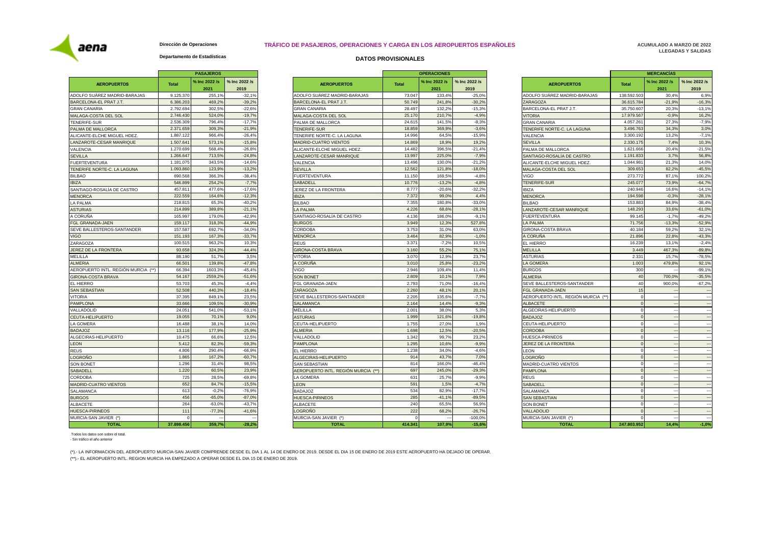Dirección de Operaciones

Departamento de Estadísticas

# TRÁFICO DE PASAJEROS, OPERACIONES Y CARGA EN LOS AEROPUERTOS ESPAÑOLES

## DATOS PROVISIONALES

ACUMULADO A MARZO DE 2022
LLEGADAS Y SALIDAS

| | PASAJEROS | | |
|---|---|---|---|
| AEROPUERTOS | Total | % Inc 2022 /s 2021 | % Inc 2022 /s 2019 |
| ADOLFO SUÁREZ MADRID-BARAJAS | 9.125.370 | 255,1% | -32,1% |
| BARCELONA-EL PRAT J.T. | 6.386.203 | 469,2% | -39,2% |
| GRAN CANARIA | 2.792.694 | 302,5% | -22,6% |
| MALAGA-COSTA DEL SOL | 2.746.430 | 524,0% | -19,7% |
| TENERIFE-SUR | 2.536.309 | 796,4% | -17,7% |
| PALMA DE MALLORCA | 2.371.659 | 309,3% | -21,9% |
| ALICANTE-ELCHE MIGUEL HDEZ. | 1.887.122 | 966,4% | -26,4% |
| LANZAROTE-CESAR MANRIQUE | 1.507.641 | 573,1% | -15,8% |
| VALENCIA | 1.270.699 | 568,4% | -26,8% |
| SEVILLA | 1.266.647 | 713,5% | -24,8% |
| FUERTEVENTURA | 1.181.075 | 343,5% | -14,6% |
| TENERIFE NORTE-C. LA LAGUNA | 1.093.860 | 123,9% | -13,2% |
| BILBAO | 690.568 | 366,3% | -38,4% |
| IBIZA | 546.899 | 254,2% | -7,7% |
| SANTIAGO-ROSALÍA DE CASTRO | 457.811 | 477,6% | -17,6% |
| MENORCA | 222.559 | 164,6% | -12,3% |
| LA PALMA | 218.815 | 65,3% | -40,2% |
| ASTURIAS | 214.899 | 389,8% | -21,1% |
| A CORUÑA | 165.997 | 179,0% | -42,9% |
| FGL GRANADA-JAEN | 159.117 | 318,3% | -44,9% |
| SEVE BALLESTEROS-SANTANDER | 157.587 | 692,7% | -34,0% |
| VIGO | 151.193 | 167,3% | -33,7% |
| ZARAGOZA | 100.515 | 963,2% | 10,3% |
| JEREZ DE LA FRONTERA | 93.658 | 324,3% | -44,4% |
| MELILLA | 88.190 | 51,7% | 3,5% |
| ALMERIA | 66.501 | 139,8% | -47,8% |
| AEROPUERTO INTL. REGIÓN MURCIA (**) | 66.394 | 1603,3% | -45,4% |
| GIRONA-COSTA BRAVA | 54.167 | 2559,2% | -51,6% |
| EL HIERRO | 53.703 | 45,3% | -4,4% |
| SAN SEBASTIAN | 52.508 | 440,3% | -18,4% |
| VITORIA | 37.395 | 849,1% | 23,5% |
| PAMPLONA | 33.666 | 109,5% | -30,9% |
| VALLADOLID | 24.051 | 541,0% | -53,1% |
| CEUTA-HELIPUERTO | 19.055 | 70,1% | 9,0% |
| LA GOMERA | 16.488 | 38,1% | 14,0% |
| BADAJOZ | 13.116 | 177,9% | -25,9% |
| ALGECIRAS-HELIPUERTO | 10.475 | 66,6% | 12,5% |
| LEON | 5.412 | 82,3% | -59,3% |
| REUS | 4.806 | 290,4% | -66,9% |
| LOGROÑO | 1.865 | 167,2% | -60,7% |
| SON BONET | 1.296 | 31,4% | 98,5% |
| SABADELL | 1.220 | 60,5% | 23,9% |
| CORDOBA | 725 | 28,5% | -69,8% |
| MADRID-CUATRO VIENTOS | 652 | 84,7% | -15,5% |
| SALAMANCA | 613 | -0,2% | -76,9% |
| BURGOS | 456 | -65,0% | -87,0% |
| ALBACETE | 264 | -63,0% | -43,7% |
| HUESCA-PIRINEOS | 111 | -77,3% | -41,6% |
| MURCIA-SAN JAVIER (*) | 0 | --- | --- |
| **TOTAL** | **37.898.456** | **359,7%** | **-28,2%** |

| | OPERACIONES | | |
|---|---|---|---|
| AEROPUERTOS | Total | % Inc 2022 /s 2021 | % Inc 2022 /s 2019 |
| ADOLFO SUÁREZ MADRID-BARAJAS | 73.047 | 133,4% | -25,0% |
| BARCELONA-EL PRAT J.T. | 50.749 | 241,8% | -30,2% |
| GRAN CANARIA | 28.497 | 132,2% | -15,3% |
| MALAGA-COSTA DEL SOL | 25.170 | 210,7% | -4,9% |
| PALMA DE MALLORCA | 24.615 | 141,5% | -8,3% |
| TENERIFE-SUR | 18.859 | 369,9% | -3,6% |
| TENERIFE NORTE-C. LA LAGUNA | 14.996 | 64,5% | -15,9% |
| MADRID-CUATRO VIENTOS | 14.869 | 18,9% | 19,2% |
| ALICANTE-ELCHE MIGUEL HDEZ. | 14.482 | 396,5% | -21,4% |
| LANZAROTE-CESAR MANRIQUE | 13.997 | 225,0% | -7,9% |
| VALENCIA | 13.496 | 130,0% | -21,2% |
| SEVILLA | 12.562 | 121,8% | -18,0% |
| FUERTEVENTURA | 11.150 | 169,5% | -4,8% |
| SABADELL | 10.776 | -13,2% | -4,8% |
| JEREZ DE LA FRONTERA | 8.777 | -20,6% | -32,2% |
| IBIZA | 7.372 | 99,0% | 4,4% |
| BILBAO | 7.355 | 180,8% | -33,0% |
| LA PALMA | 4.226 | 68,6% | -28,1% |
| SANTIAGO-ROSALÍA DE CASTRO | 4.136 | 186,0% | -9,1% |
| BURGOS | 3.949 | 12,3% | 527,8% |
| CORDOBA | 3.753 | 31,0% | 63,0% |
| MENORCA | 3.464 | 82,9% | -1,0% |
| REUS | 3.371 | -7,2% | 10,5% |
| GIRONA-COSTA BRAVA | 3.160 | 55,2% | 75,1% |
| VITORIA | 3.070 | 12,9% | 23,7% |
| A CORUÑA | 3.010 | 25,8% | -23,2% |
| VIGO | 2.946 | 109,4% | 11,4% |
| SON BONET | 2.809 | 10,1% | 7,9% |
| FGL GRANADA-JAEN | 2.793 | 71,0% | -16,4% |
| ZARAGOZA | 2.260 | 48,1% | 20,1% |
| SEVE BALLESTEROS-SANTANDER | 2.205 | 135,6% | -7,7% |
| SALAMANCA | 2.164 | 14,4% | -9,3% |
| MELILLA | 2.001 | 38,0% | 5,3% |
| ASTURIAS | 1.999 | 121,6% | -19,8% |
| CEUTA-HELIPUERTO | 1.755 | 27,0% | 1,9% |
| ALMERIA | 1.698 | 12,5% | -20,5% |
| VALLADOLID | 1.342 | 99,7% | 23,2% |
| PAMPLONA | 1.295 | 10,6% | -9,9% |
| EL HIERRO | 1.238 | 34,0% | -4,6% |
| ALGECIRAS-HELIPUERTO | 914 | 43,7% | 7,0% |
| SAN SEBASTIAN | 814 | 166,0% | -46,4% |
| AEROPUERTO INTL. REGIÓN MURCIA (**) | 697 | 245,0% | -29,3% |
| LA GOMERA | 631 | 25,7% | -9,9% |
| LEON | 591 | 1,5% | -4,7% |
| BADAJOZ | 534 | 82,9% | -17,7% |
| HUESCA-PIRINEOS | 285 | -41,1% | -89,5% |
| ALBACETE | 240 | 65,5% | 56,9% |
| LOGROÑO | 222 | 68,2% | -26,7% |
| MURCIA-SAN JAVIER (*) | 0 | --- | -100,0% |
| **TOTAL** | **414.341** | **107,9%** | **-15,6%** |

| | MERCANCÍAS | | |
|---|---|---|---|
| AEROPUERTOS | Total | % Inc 2022 /s 2021 | % Inc 2022 /s 2019 |
| ADOLFO SUÁREZ MADRID-BARAJAS | 138.592.503 | 30,4% | 6,9% |
| ZARAGOZA | 36.615.784 | -21,9% | -16,3% |
| BARCELONA-EL PRAT J.T. | 35.750.607 | 20,3% | -13,1% |
| VITORIA | 17.979.567 | -0,9% | 16,2% |
| GRAN CANARIA | 4.057.261 | 27,3% | -7,9% |
| TENERIFE NORTE-C. LA LAGUNA | 3.496.763 | 34,3% | 3,0% |
| VALENCIA | 3.300.192 | 13,2% | -7,1% |
| SEVILLA | 2.330.175 | 7,4% | 10,3% |
| PALMA DE MALLORCA | 1.621.666 | 20,4% | -21,5% |
| SANTIAGO-ROSALÍA DE CASTRO | 1.191.833 | 3,7% | 56,8% |
| ALICANTE-ELCHE MIGUEL HDEZ. | 1.044.981 | 21,3% | 14,0% |
| MALAGA-COSTA DEL SOL | 309.653 | 82,2% | -45,5% |
| VIGO | 273.772 | 87,1% | 100,2% |
| TENERIFE-SUR | 245.077 | 73,9% | -64,7% |
| IBIZA | 240.946 | 16,6% | -14,1% |
| MENORCA | 194.598 | -0,3% | -28,1% |
| BILBAO | 153.883 | 84,9% | -38,4% |
| LANZAROTE-CESAR MANRIQUE | 148.293 | 33,6% | -61,0% |
| FUERTEVENTURA | 99.145 | -1,7% | -49,2% |
| LA PALMA | 71.756 | -13,3% | -52,9% |
| GIRONA-COSTA BRAVA | 40.184 | 59,2% | 32,1% |
| A CORUÑA | 21.896 | 22,8% | -43,3% |
| EL HIERRO | 16.239 | 13,1% | -2,4% |
| MELILLA | 3.449 | 467,3% | -89,8% |
| ASTURIAS | 2.331 | 15,7% | -78,5% |
| LA GOMERA | 1.003 | 479,8% | 92,1% |
| BURGOS | 300 | --- | -99,1% |
| ALMERIA | 40 | 700,0% | -35,5% |
| SEVE BALLESTEROS-SANTANDER | 40 | 900,0% | -67,2% |
| FGL GRANADA-JAEN | 15 | --- | --- |
| AEROPUERTO INTL. REGIÓN MURCIA (**) | 0 | --- | --- |
| ALBACETE | 0 | --- | --- |
| ALGECIRAS-HELIPUERTO | 0 | --- | --- |
| BADAJOZ | 0 | --- | --- |
| CEUTA-HELIPUERTO | 0 | --- | --- |
| CORDOBA | 0 | --- | --- |
| HUESCA-PIRINEOS | 0 | --- | --- |
| JEREZ DE LA FRONTERA | 0 | --- | --- |
| LEON | 0 | --- | --- |
| LOGROÑO | 0 | --- | --- |
| MADRID-CUATRO VIENTOS | 0 | --- | --- |
| PAMPLONA | 0 | --- | --- |
| REUS | 0 | --- | --- |
| SABADELL | 0 | --- | --- |
| SALAMANCA | 0 | --- | --- |
| SAN SEBASTIAN | 0 | --- | --- |
| SON BONET | 0 | --- | --- |
| VALLADOLID | 0 | --- | --- |
| MURCIA-SAN JAVIER (*) | 0 | --- | --- |
| **TOTAL** | **247.803.952** | **14,4%** | **-1,0%** |

Todos los datos son sobre el total.

- Sin tráfico el año anterior

(*).- LA INFORMACION DEL AEROPUERTO MURCIA-SAN JAVIER COMPRENDE DESDE EL DIA 1 AL 14 DE ENERO DE 2019. DESDE EL DIA 15 DE ENERO DE 2019 ESTE AEROPUERTO HA DEJADO DE OPERAR.

(**).- EL AEROPUERTO INTL. REGION MURCIA HA EMPEZADO A OPERAR DESDE EL DIA 15 DE ENERO DE 2019.